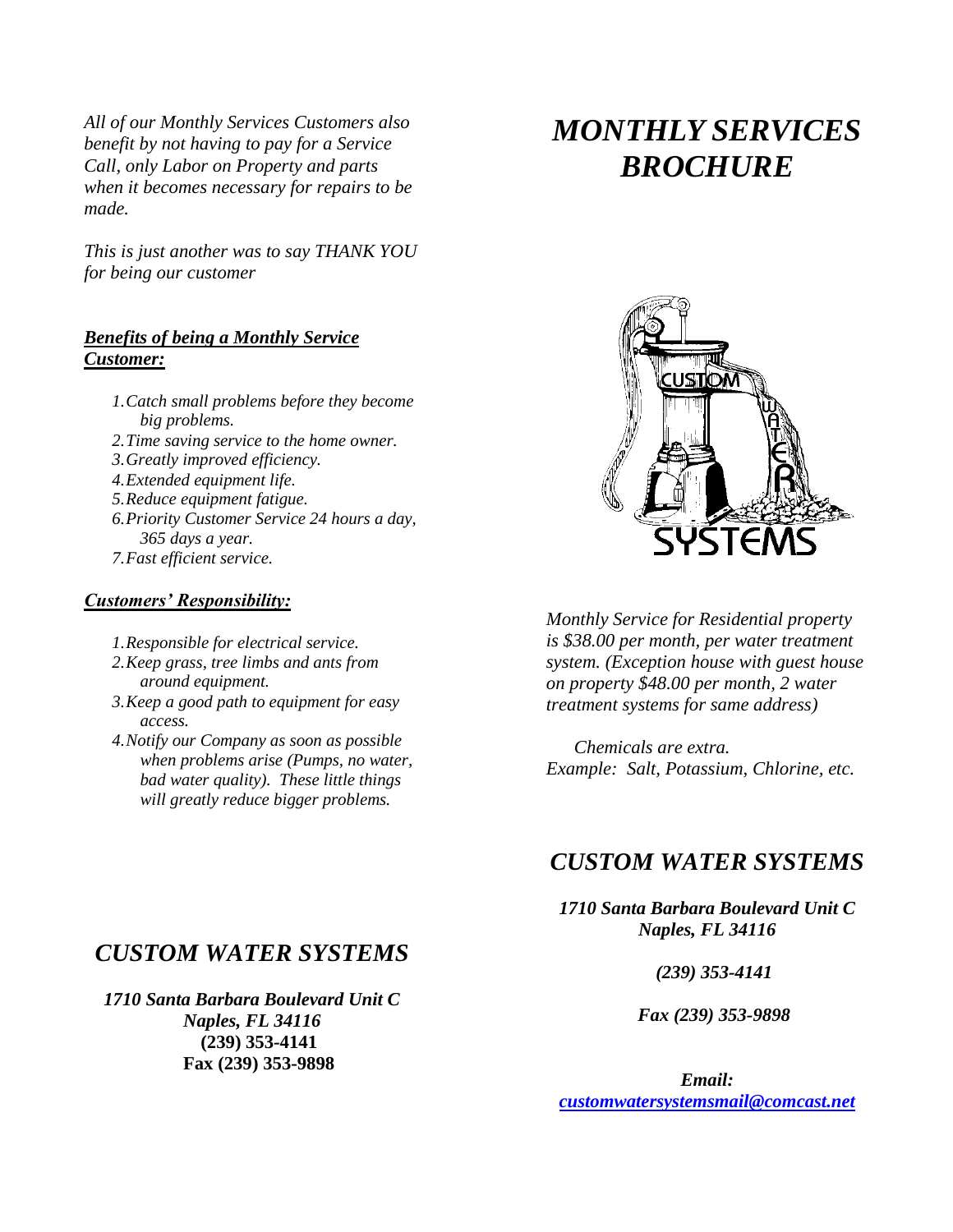*All of our Monthly Services Customers also benefit by not having to pay for a Service Call, only Labor on Property and parts when it becomes necessary for repairs to be made.*

*This is just another was to say THANK YOU for being our customer*

***Benefits of being a Monthly Service Customer:***

1. *Catch small problems before they become big problems.*
2. *Time saving service to the home owner.*
3. *Greatly improved efficiency.*
4. *Extended equipment life.*
5. *Reduce equipment fatigue.*
6. *Priority Customer Service 24 hours a day, 365 days a year.*
7. *Fast efficient service.*

***Customers' Responsibility:***

1. *Responsible for electrical service.*
2. *Keep grass, tree limbs and ants from around equipment.*
3. *Keep a good path to equipment for easy access.*
4. *Notify our Company as soon as possible when problems arise (Pumps, no water, bad water quality). These little things will greatly reduce bigger problems.*

## *CUSTOM WATER SYSTEMS*

***1710 Santa Barbara Boulevard Unit C***
***Naples, FL 34116***
**(239) 353-4141**
**Fax (239) 353-9898**

# *MONTHLY SERVICES BROCHURE*

CUSTOM WATER SYSTEMS

*Monthly Service for Residential property is $38.00 per month, per water treatment system. (Exception house with guest house on property $48.00 per month, 2 water treatment systems for same address)*

*Chemicals are extra.*
*Example: Salt, Potassium, Chlorine, etc.*

## *CUSTOM WATER SYSTEMS*

***1710 Santa Barbara Boulevard Unit C***
***Naples, FL 34116***

***(239) 353-4141***

***Fax (239) 353-9898***

***Email:***
***customwatersystemsmail@comcast.net***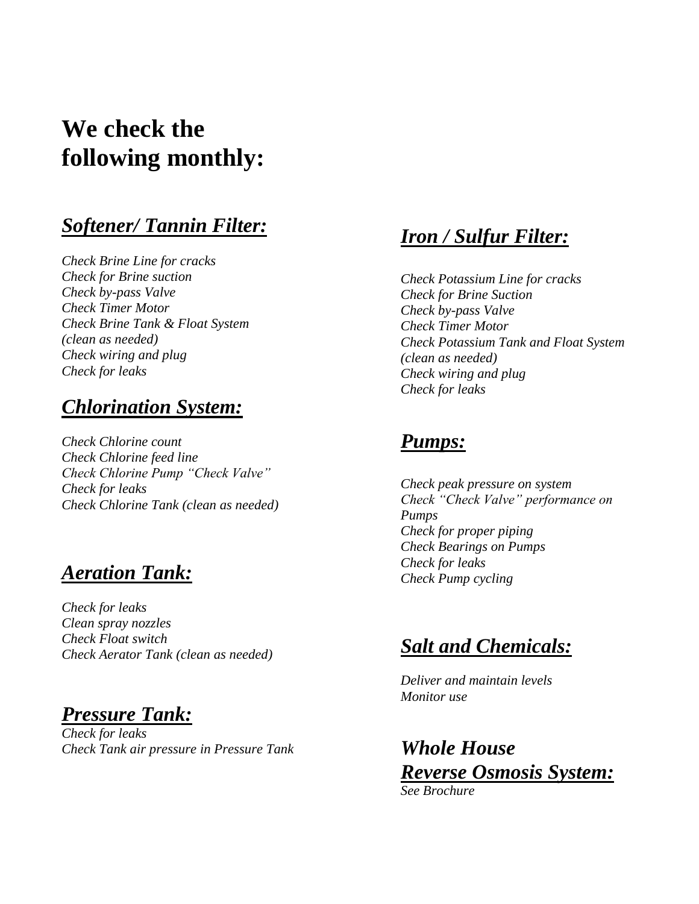# We check the following monthly:

## ***Softener/ Tannin Filter:***

*Check Brine Line for cracks*
*Check for Brine suction*
*Check by-pass Valve*
*Check Timer Motor*
*Check Brine Tank & Float System (clean as needed)*
*Check wiring and plug*
*Check for leaks*

## ***Chlorination System:***

*Check Chlorine count*
*Check Chlorine feed line*
*Check Chlorine Pump "Check Valve"*
*Check for leaks*
*Check Chlorine Tank (clean as needed)*

## ***Aeration Tank:***

*Check for leaks*
*Clean spray nozzles*
*Check Float switch*
*Check Aerator Tank (clean as needed)*

## ***Pressure Tank:***

*Check for leaks*
*Check Tank air pressure in Pressure Tank*

## ***Iron / Sulfur Filter:***

*Check Potassium Line for cracks*
*Check for Brine Suction*
*Check by-pass Valve*
*Check Timer Motor*
*Check Potassium Tank and Float System (clean as needed)*
*Check wiring and plug*
*Check for leaks*

## ***Pumps:***

*Check peak pressure on system*
*Check "Check Valve" performance on Pumps*
*Check for proper piping*
*Check Bearings on Pumps*
*Check for leaks*
*Check Pump cycling*

## ***Salt and Chemicals:***

*Deliver and maintain levels*
*Monitor use*

## ***Whole House Reverse Osmosis System:***

*See Brochure*